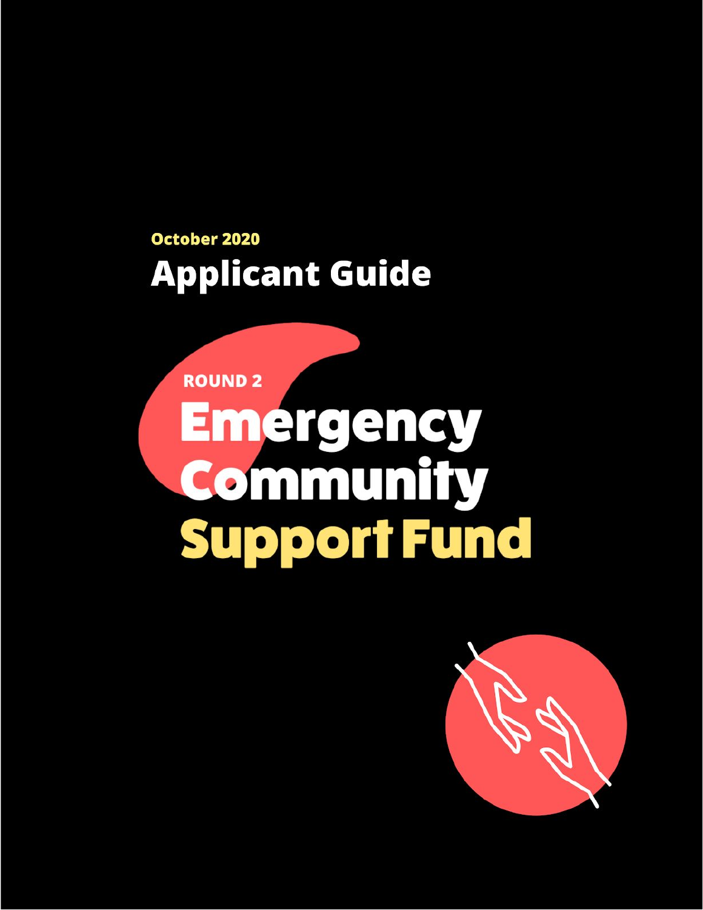October 2020

# Applicant Guide

ROUND 2

# Emergency Community Support Fund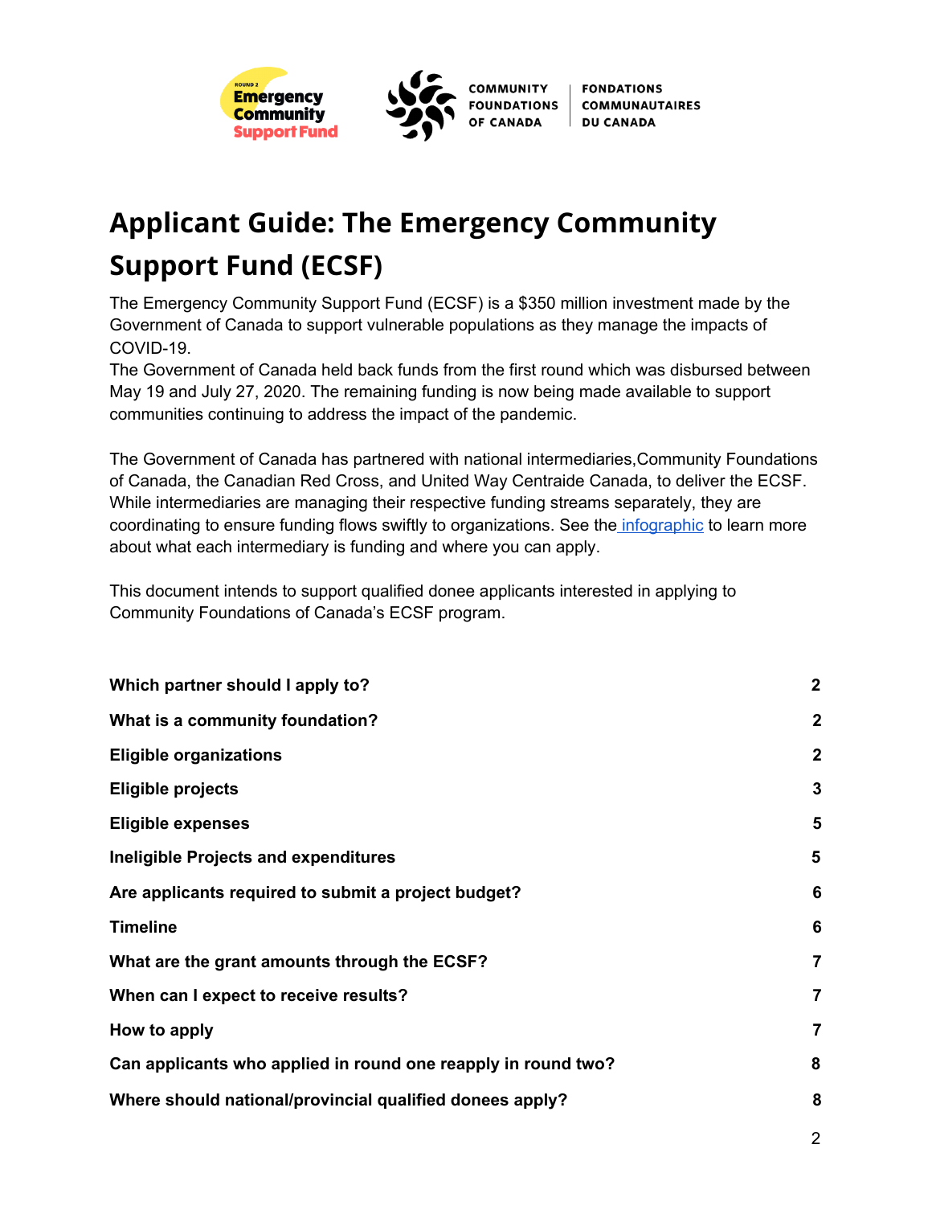# Applicant Guide: The Emergency Community Support Fund (ECSF)

The Emergency Community Support Fund (ECSF) is a $350 million investment made by the Government of Canada to support vulnerable populations as they manage the impacts of COVID-19.
The Government of Canada held back funds from the first round which was disbursed between May 19 and July 27, 2020. The remaining funding is now being made available to support communities continuing to address the impact of the pandemic.

The Government of Canada has partnered with national intermediaries,Community Foundations of Canada, the Canadian Red Cross, and United Way Centraide Canada, to deliver the ECSF. While intermediaries are managing their respective funding streams separately, they are coordinating to ensure funding flows swiftly to organizations. See the infographic to learn more about what each intermediary is funding and where you can apply.

This document intends to support qualified donee applicants interested in applying to Community Foundations of Canada's ECSF program.

| | |
|---|---|
| **Which partner should I apply to?** | **2** |
| **What is a community foundation?** | **2** |
| **Eligible organizations** | **2** |
| **Eligible projects** | **3** |
| **Eligible expenses** | **5** |
| **Ineligible Projects and expenditures** | **5** |
| **Are applicants required to submit a project budget?** | **6** |
| **Timeline** | **6** |
| **What are the grant amounts through the ECSF?** | **7** |
| **When can I expect to receive results?** | **7** |
| **How to apply** | **7** |
| **Can applicants who applied in round one reapply in round two?** | **8** |
| **Where should national/provincial qualified donees apply?** | **8** |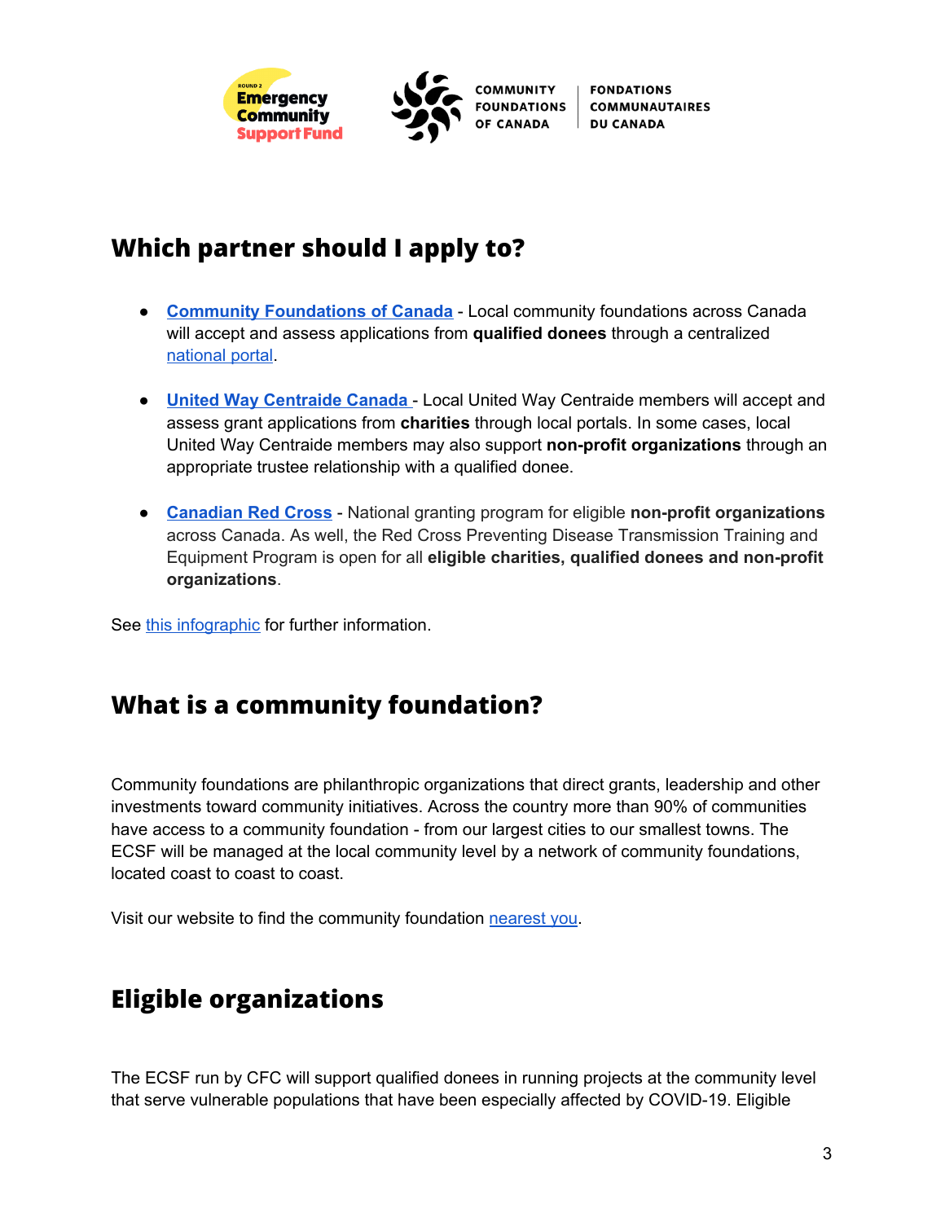## Which partner should I apply to?

- **Community Foundations of Canada** - Local community foundations across Canada will accept and assess applications from **qualified donees** through a centralized national portal.
- **United Way Centraide Canada** - Local United Way Centraide members will accept and assess grant applications from **charities** through local portals. In some cases, local United Way Centraide members may also support **non-profit organizations** through an appropriate trustee relationship with a qualified donee.
- **Canadian Red Cross** - National granting program for eligible **non-profit organizations** across Canada. As well, the Red Cross Preventing Disease Transmission Training and Equipment Program is open for all **eligible charities, qualified donees and non-profit organizations**.

See this infographic for further information.

## What is a community foundation?

Community foundations are philanthropic organizations that direct grants, leadership and other investments toward community initiatives. Across the country more than 90% of communities have access to a community foundation - from our largest cities to our smallest towns. The ECSF will be managed at the local community level by a network of community foundations, located coast to coast to coast.

Visit our website to find the community foundation nearest you.

## Eligible organizations

The ECSF run by CFC will support qualified donees in running projects at the community level that serve vulnerable populations that have been especially affected by COVID-19. Eligible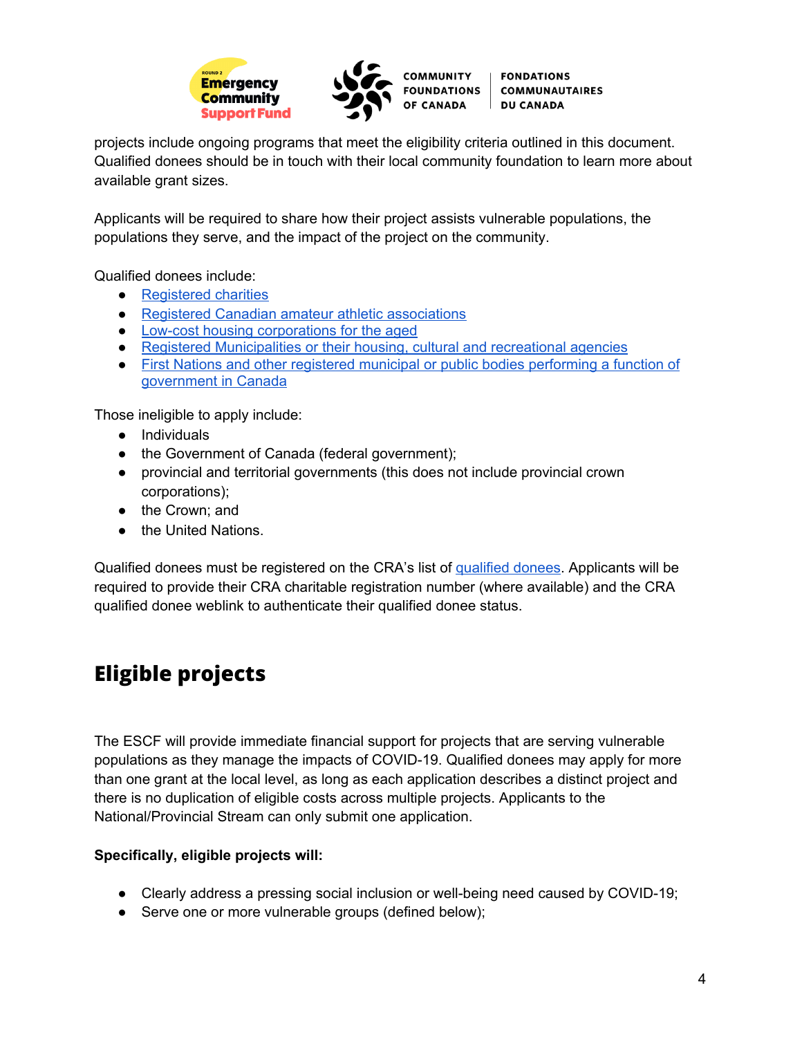projects include ongoing programs that meet the eligibility criteria outlined in this document. Qualified donees should be in touch with their local community foundation to learn more about available grant sizes.

Applicants will be required to share how their project assists vulnerable populations, the populations they serve, and the impact of the project on the community.

Qualified donees include:

- Registered charities
- Registered Canadian amateur athletic associations
- Low-cost housing corporations for the aged
- Registered Municipalities or their housing, cultural and recreational agencies
- First Nations and other registered municipal or public bodies performing a function of government in Canada

Those ineligible to apply include:

- Individuals
- the Government of Canada (federal government);
- provincial and territorial governments (this does not include provincial crown corporations);
- the Crown; and
- the United Nations.

Qualified donees must be registered on the CRA's list of qualified donees. Applicants will be required to provide their CRA charitable registration number (where available) and the CRA qualified donee weblink to authenticate their qualified donee status.

# Eligible projects

The ESCF will provide immediate financial support for projects that are serving vulnerable populations as they manage the impacts of COVID-19. Qualified donees may apply for more than one grant at the local level, as long as each application describes a distinct project and there is no duplication of eligible costs across multiple projects. Applicants to the National/Provincial Stream can only submit one application.

**Specifically, eligible projects will:**

- Clearly address a pressing social inclusion or well-being need caused by COVID-19;
- Serve one or more vulnerable groups (defined below);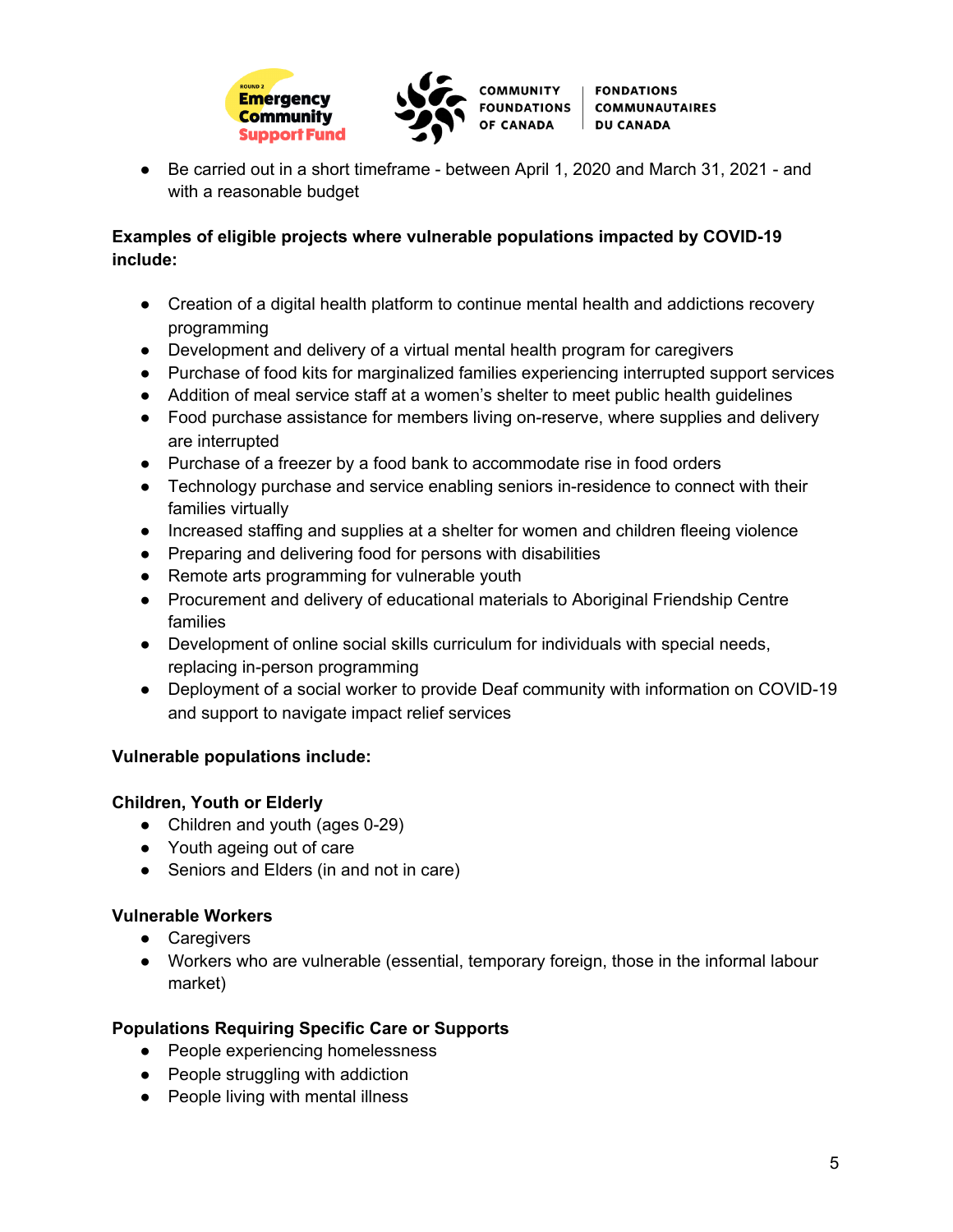- Be carried out in a short timeframe - between April 1, 2020 and March 31, 2021 - and with a reasonable budget

**Examples of eligible projects where vulnerable populations impacted by COVID-19 include:**

- Creation of a digital health platform to continue mental health and addictions recovery programming
- Development and delivery of a virtual mental health program for caregivers
- Purchase of food kits for marginalized families experiencing interrupted support services
- Addition of meal service staff at a women's shelter to meet public health guidelines
- Food purchase assistance for members living on-reserve, where supplies and delivery are interrupted
- Purchase of a freezer by a food bank to accommodate rise in food orders
- Technology purchase and service enabling seniors in-residence to connect with their families virtually
- Increased staffing and supplies at a shelter for women and children fleeing violence
- Preparing and delivering food for persons with disabilities
- Remote arts programming for vulnerable youth
- Procurement and delivery of educational materials to Aboriginal Friendship Centre families
- Development of online social skills curriculum for individuals with special needs, replacing in-person programming
- Deployment of a social worker to provide Deaf community with information on COVID-19 and support to navigate impact relief services

**Vulnerable populations include:**

**Children, Youth or Elderly**

- Children and youth (ages 0-29)
- Youth ageing out of care
- Seniors and Elders (in and not in care)

**Vulnerable Workers**

- Caregivers
- Workers who are vulnerable (essential, temporary foreign, those in the informal labour market)

**Populations Requiring Specific Care or Supports**

- People experiencing homelessness
- People struggling with addiction
- People living with mental illness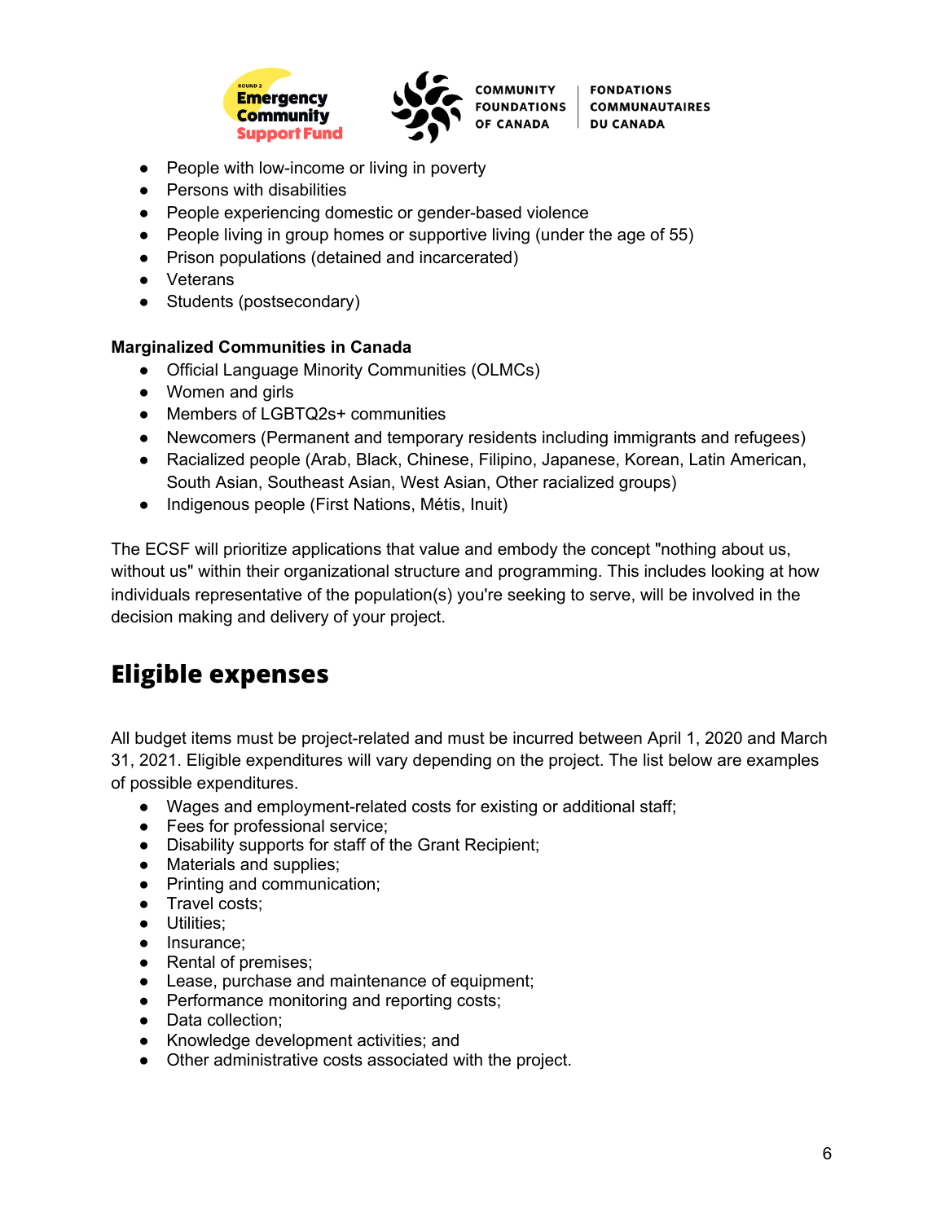- People with low-income or living in poverty
- Persons with disabilities
- People experiencing domestic or gender-based violence
- People living in group homes or supportive living (under the age of 55)
- Prison populations (detained and incarcerated)
- Veterans
- Students (postsecondary)

**Marginalized Communities in Canada**

- Official Language Minority Communities (OLMCs)
- Women and girls
- Members of LGBTQ2s+ communities
- Newcomers (Permanent and temporary residents including immigrants and refugees)
- Racialized people (Arab, Black, Chinese, Filipino, Japanese, Korean, Latin American, South Asian, Southeast Asian, West Asian, Other racialized groups)
- Indigenous people (First Nations, Métis, Inuit)

The ECSF will prioritize applications that value and embody the concept "nothing about us, without us" within their organizational structure and programming. This includes looking at how individuals representative of the population(s) you're seeking to serve, will be involved in the decision making and delivery of your project.

## Eligible expenses

All budget items must be project-related and must be incurred between April 1, 2020 and March 31, 2021. Eligible expenditures will vary depending on the project. The list below are examples of possible expenditures.

- Wages and employment-related costs for existing or additional staff;
- Fees for professional service;
- Disability supports for staff of the Grant Recipient;
- Materials and supplies;
- Printing and communication;
- Travel costs;
- Utilities;
- Insurance;
- Rental of premises;
- Lease, purchase and maintenance of equipment;
- Performance monitoring and reporting costs;
- Data collection;
- Knowledge development activities; and
- Other administrative costs associated with the project.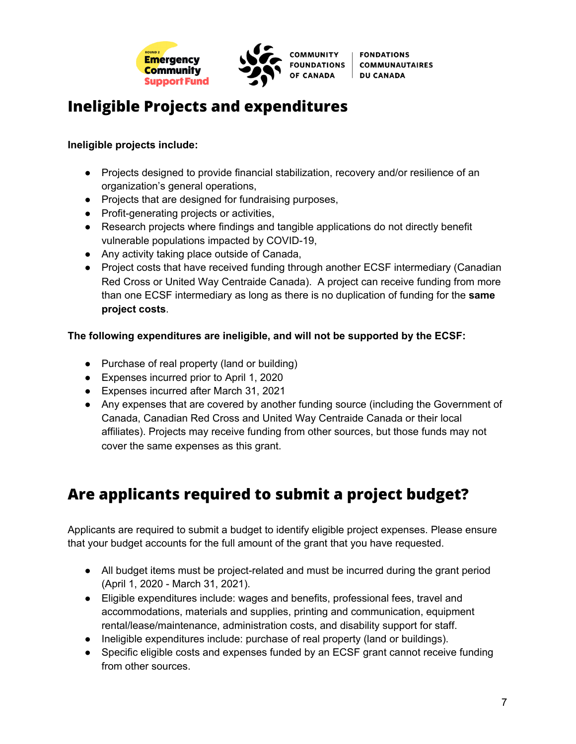# Ineligible Projects and expenditures

**Ineligible projects include:**

- Projects designed to provide financial stabilization, recovery and/or resilience of an organization's general operations,
- Projects that are designed for fundraising purposes,
- Profit-generating projects or activities,
- Research projects where findings and tangible applications do not directly benefit vulnerable populations impacted by COVID-19,
- Any activity taking place outside of Canada,
- Project costs that have received funding through another ECSF intermediary (Canadian Red Cross or United Way Centraide Canada). A project can receive funding from more than one ECSF intermediary as long as there is no duplication of funding for the **same project costs**.

**The following expenditures are ineligible, and will not be supported by the ECSF:**

- Purchase of real property (land or building)
- Expenses incurred prior to April 1, 2020
- Expenses incurred after March 31, 2021
- Any expenses that are covered by another funding source (including the Government of Canada, Canadian Red Cross and United Way Centraide Canada or their local affiliates). Projects may receive funding from other sources, but those funds may not cover the same expenses as this grant.

# Are applicants required to submit a project budget?

Applicants are required to submit a budget to identify eligible project expenses. Please ensure that your budget accounts for the full amount of the grant that you have requested.

- All budget items must be project-related and must be incurred during the grant period (April 1, 2020 - March 31, 2021).
- Eligible expenditures include: wages and benefits, professional fees, travel and accommodations, materials and supplies, printing and communication, equipment rental/lease/maintenance, administration costs, and disability support for staff.
- Ineligible expenditures include: purchase of real property (land or buildings).
- Specific eligible costs and expenses funded by an ECSF grant cannot receive funding from other sources.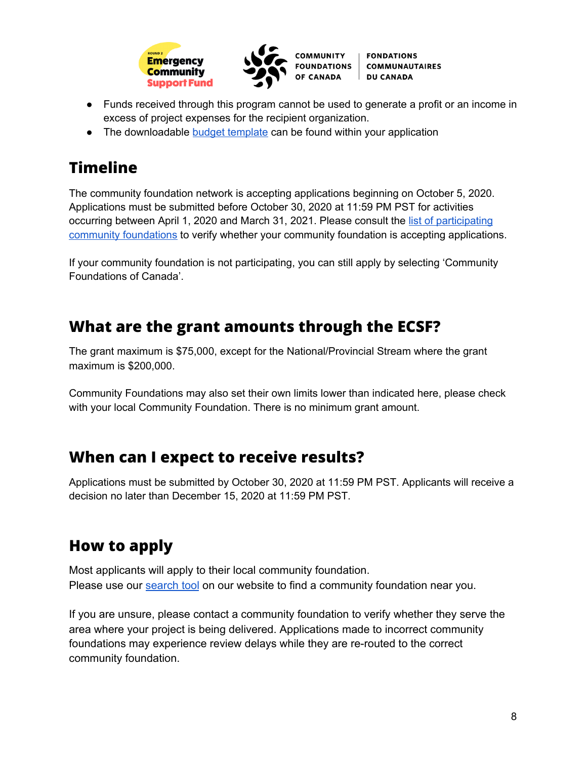- Funds received through this program cannot be used to generate a profit or an income in excess of project expenses for the recipient organization.
- The downloadable budget template can be found within your application

## Timeline

The community foundation network is accepting applications beginning on October 5, 2020. Applications must be submitted before October 30, 2020 at 11:59 PM PST for activities occurring between April 1, 2020 and March 31, 2021. Please consult the list of participating community foundations to verify whether your community foundation is accepting applications.

If your community foundation is not participating, you can still apply by selecting 'Community Foundations of Canada'.

## What are the grant amounts through the ECSF?

The grant maximum is $75,000, except for the National/Provincial Stream where the grant maximum is $200,000.

Community Foundations may also set their own limits lower than indicated here, please check with your local Community Foundation. There is no minimum grant amount.

## When can I expect to receive results?

Applications must be submitted by October 30, 2020 at 11:59 PM PST. Applicants will receive a decision no later than December 15, 2020 at 11:59 PM PST.

## How to apply

Most applicants will apply to their local community foundation.
Please use our search tool on our website to find a community foundation near you.

If you are unsure, please contact a community foundation to verify whether they serve the area where your project is being delivered. Applications made to incorrect community foundations may experience review delays while they are re-routed to the correct community foundation.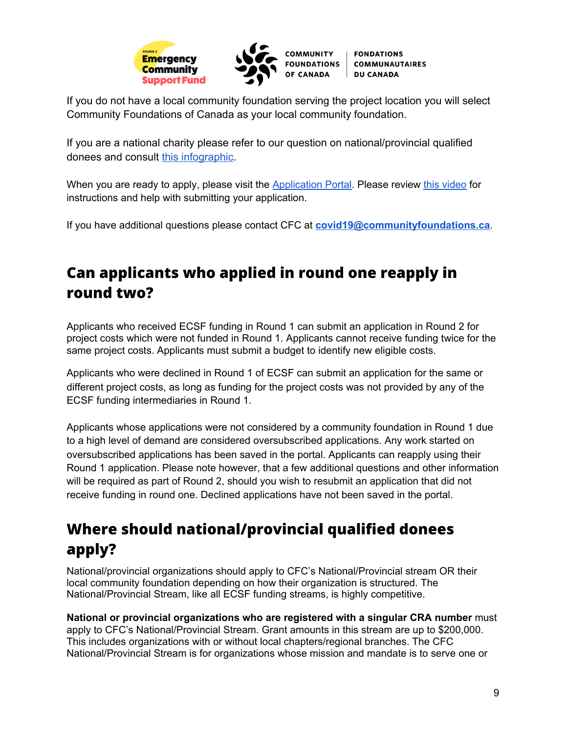If you do not have a local community foundation serving the project location you will select Community Foundations of Canada as your local community foundation.

If you are a national charity please refer to our question on national/provincial qualified donees and consult this infographic.

When you are ready to apply, please visit the Application Portal. Please review this video for instructions and help with submitting your application.

If you have additional questions please contact CFC at **covid19@communityfoundations.ca**.

## Can applicants who applied in round one reapply in round two?

Applicants who received ECSF funding in Round 1 can submit an application in Round 2 for project costs which were not funded in Round 1. Applicants cannot receive funding twice for the same project costs. Applicants must submit a budget to identify new eligible costs.

Applicants who were declined in Round 1 of ECSF can submit an application for the same or different project costs, as long as funding for the project costs was not provided by any of the ECSF funding intermediaries in Round 1.

Applicants whose applications were not considered by a community foundation in Round 1 due to a high level of demand are considered oversubscribed applications. Any work started on oversubscribed applications has been saved in the portal. Applicants can reapply using their Round 1 application. Please note however, that a few additional questions and other information will be required as part of Round 2, should you wish to resubmit an application that did not receive funding in round one. Declined applications have not been saved in the portal.

## Where should national/provincial qualified donees apply?

National/provincial organizations should apply to CFC's National/Provincial stream OR their local community foundation depending on how their organization is structured. The National/Provincial Stream, like all ECSF funding streams, is highly competitive.

**National or provincial organizations who are registered with a singular CRA number** must apply to CFC's National/Provincial Stream. Grant amounts in this stream are up to $200,000. This includes organizations with or without local chapters/regional branches. The CFC National/Provincial Stream is for organizations whose mission and mandate is to serve one or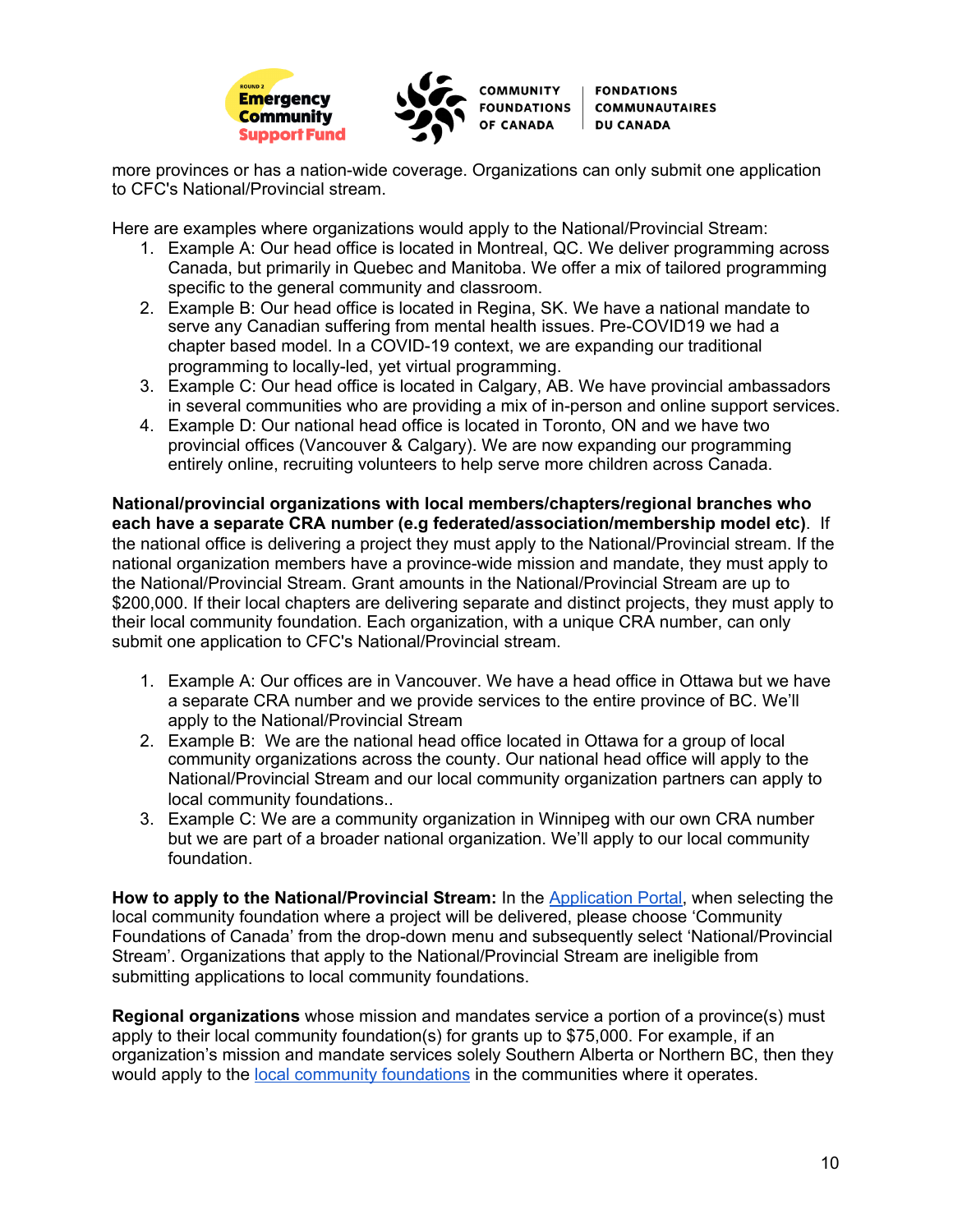more provinces or has a nation-wide coverage. Organizations can only submit one application to CFC's National/Provincial stream.

Here are examples where organizations would apply to the National/Provincial Stream:

1. Example A: Our head office is located in Montreal, QC. We deliver programming across Canada, but primarily in Quebec and Manitoba. We offer a mix of tailored programming specific to the general community and classroom.
2. Example B: Our head office is located in Regina, SK. We have a national mandate to serve any Canadian suffering from mental health issues. Pre-COVID19 we had a chapter based model. In a COVID-19 context, we are expanding our traditional programming to locally-led, yet virtual programming.
3. Example C: Our head office is located in Calgary, AB. We have provincial ambassadors in several communities who are providing a mix of in-person and online support services.
4. Example D: Our national head office is located in Toronto, ON and we have two provincial offices (Vancouver & Calgary). We are now expanding our programming entirely online, recruiting volunteers to help serve more children across Canada.

**National/provincial organizations with local members/chapters/regional branches who each have a separate CRA number (e.g federated/association/membership model etc)**. If the national office is delivering a project they must apply to the National/Provincial stream. If the national organization members have a province-wide mission and mandate, they must apply to the National/Provincial Stream. Grant amounts in the National/Provincial Stream are up to $200,000. If their local chapters are delivering separate and distinct projects, they must apply to their local community foundation. Each organization, with a unique CRA number, can only submit one application to CFC's National/Provincial stream.

1. Example A: Our offices are in Vancouver. We have a head office in Ottawa but we have a separate CRA number and we provide services to the entire province of BC. We'll apply to the National/Provincial Stream
2. Example B: We are the national head office located in Ottawa for a group of local community organizations across the county. Our national head office will apply to the National/Provincial Stream and our local community organization partners can apply to local community foundations..
3. Example C: We are a community organization in Winnipeg with our own CRA number but we are part of a broader national organization. We'll apply to our local community foundation.

**How to apply to the National/Provincial Stream:** In the Application Portal, when selecting the local community foundation where a project will be delivered, please choose 'Community Foundations of Canada' from the drop-down menu and subsequently select 'National/Provincial Stream'. Organizations that apply to the National/Provincial Stream are ineligible from submitting applications to local community foundations.

**Regional organizations** whose mission and mandates service a portion of a province(s) must apply to their local community foundation(s) for grants up to $75,000. For example, if an organization's mission and mandate services solely Southern Alberta or Northern BC, then they would apply to the local community foundations in the communities where it operates.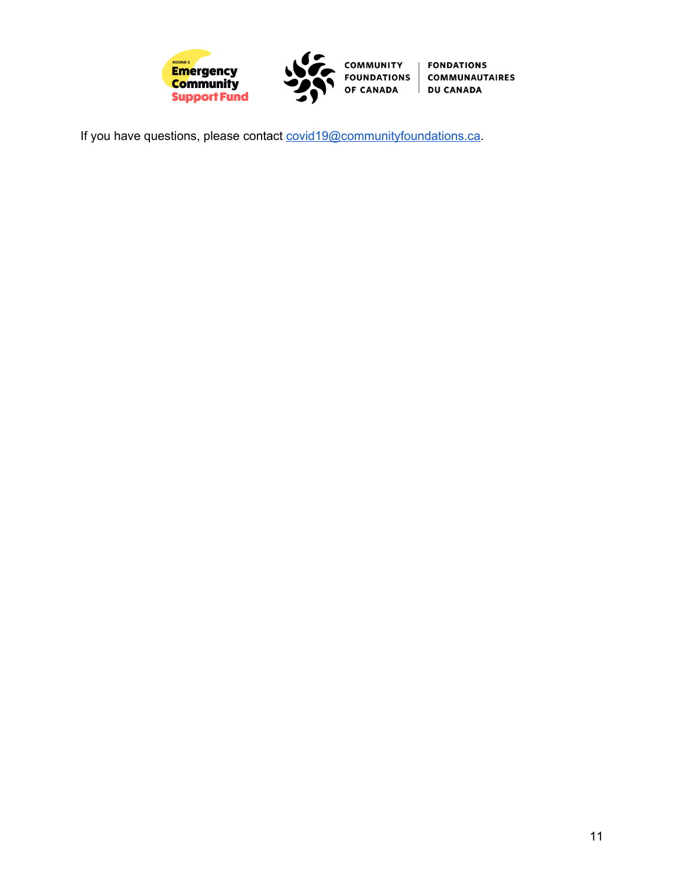If you have questions, please contact covid19@communityfoundations.ca.